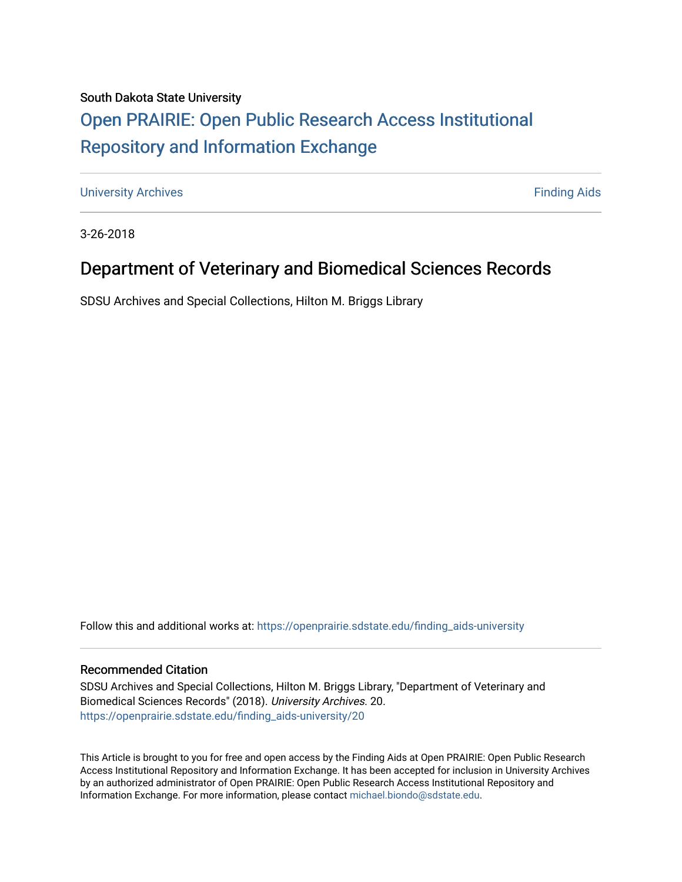South Dakota State University

# Open PRAIRIE: Open Public Research Access Institutional Repository and Information Exchange

University Archives

Finding Aids

3-26-2018

## Department of Veterinary and Biomedical Sciences Records

SDSU Archives and Special Collections, Hilton M. Briggs Library

Follow this and additional works at: https://openprairie.sdstate.edu/finding_aids-university

### Recommended Citation

SDSU Archives and Special Collections, Hilton M. Briggs Library, "Department of Veterinary and Biomedical Sciences Records" (2018). *University Archives*. 20.
https://openprairie.sdstate.edu/finding_aids-university/20

This Article is brought to you for free and open access by the Finding Aids at Open PRAIRIE: Open Public Research Access Institutional Repository and Information Exchange. It has been accepted for inclusion in University Archives by an authorized administrator of Open PRAIRIE: Open Public Research Access Institutional Repository and Information Exchange. For more information, please contact michael.biondo@sdstate.edu.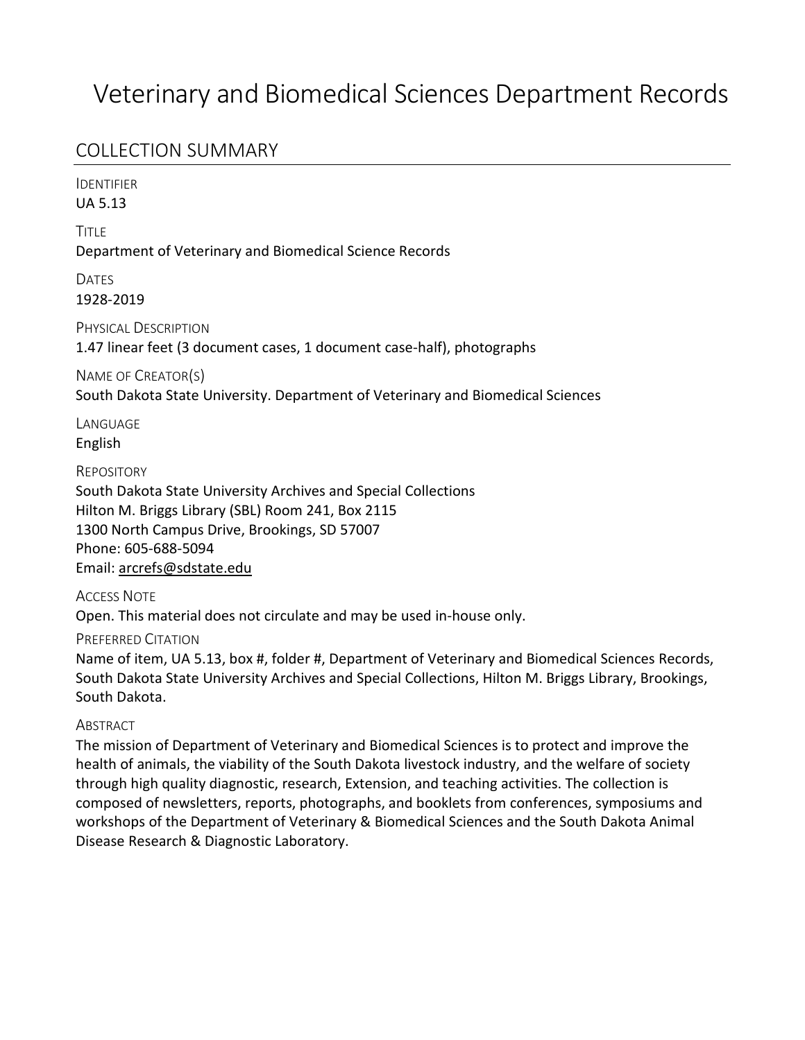# Veterinary and Biomedical Sciences Department Records

## COLLECTION SUMMARY

IDENTIFIER
UA 5.13

TITLE
Department of Veterinary and Biomedical Science Records

DATES
1928-2019

PHYSICAL DESCRIPTION
1.47 linear feet (3 document cases, 1 document case-half), photographs

NAME OF CREATOR(S)
South Dakota State University. Department of Veterinary and Biomedical Sciences

LANGUAGE
English

REPOSITORY
South Dakota State University Archives and Special Collections
Hilton M. Briggs Library (SBL) Room 241, Box 2115
1300 North Campus Drive, Brookings, SD 57007
Phone: 605-688-5094
Email: arcrefs@sdstate.edu

ACCESS NOTE
Open. This material does not circulate and may be used in-house only.

PREFERRED CITATION
Name of item, UA 5.13, box #, folder #, Department of Veterinary and Biomedical Sciences Records, South Dakota State University Archives and Special Collections, Hilton M. Briggs Library, Brookings, South Dakota.

ABSTRACT
The mission of Department of Veterinary and Biomedical Sciences is to protect and improve the health of animals, the viability of the South Dakota livestock industry, and the welfare of society through high quality diagnostic, research, Extension, and teaching activities. The collection is composed of newsletters, reports, photographs, and booklets from conferences, symposiums and workshops of the Department of Veterinary & Biomedical Sciences and the South Dakota Animal Disease Research & Diagnostic Laboratory.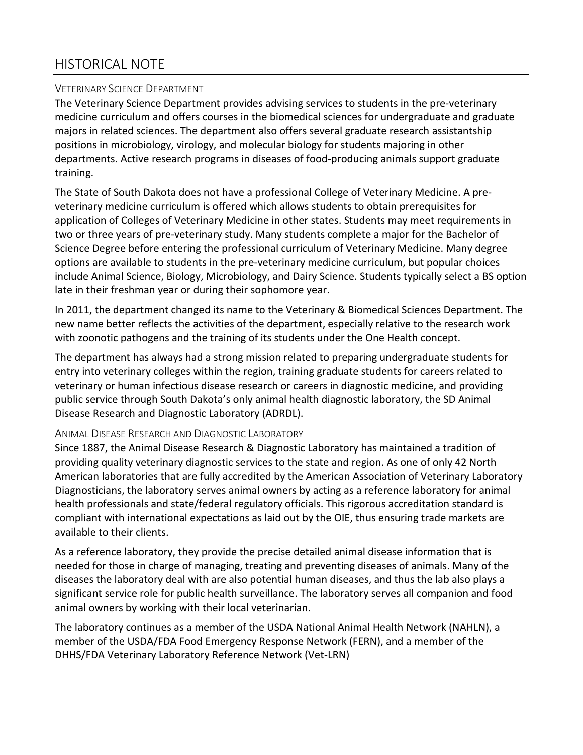# HISTORICAL NOTE

## VETERINARY SCIENCE DEPARTMENT

The Veterinary Science Department provides advising services to students in the pre-veterinary medicine curriculum and offers courses in the biomedical sciences for undergraduate and graduate majors in related sciences. The department also offers several graduate research assistantship positions in microbiology, virology, and molecular biology for students majoring in other departments. Active research programs in diseases of food-producing animals support graduate training.

The State of South Dakota does not have a professional College of Veterinary Medicine. A pre-veterinary medicine curriculum is offered which allows students to obtain prerequisites for application of Colleges of Veterinary Medicine in other states. Students may meet requirements in two or three years of pre-veterinary study. Many students complete a major for the Bachelor of Science Degree before entering the professional curriculum of Veterinary Medicine. Many degree options are available to students in the pre-veterinary medicine curriculum, but popular choices include Animal Science, Biology, Microbiology, and Dairy Science. Students typically select a BS option late in their freshman year or during their sophomore year.

In 2011, the department changed its name to the Veterinary & Biomedical Sciences Department. The new name better reflects the activities of the department, especially relative to the research work with zoonotic pathogens and the training of its students under the One Health concept.

The department has always had a strong mission related to preparing undergraduate students for entry into veterinary colleges within the region, training graduate students for careers related to veterinary or human infectious disease research or careers in diagnostic medicine, and providing public service through South Dakota's only animal health diagnostic laboratory, the SD Animal Disease Research and Diagnostic Laboratory (ADRDL).

## ANIMAL DISEASE RESEARCH AND DIAGNOSTIC LABORATORY

Since 1887, the Animal Disease Research & Diagnostic Laboratory has maintained a tradition of providing quality veterinary diagnostic services to the state and region. As one of only 42 North American laboratories that are fully accredited by the American Association of Veterinary Laboratory Diagnosticians, the laboratory serves animal owners by acting as a reference laboratory for animal health professionals and state/federal regulatory officials. This rigorous accreditation standard is compliant with international expectations as laid out by the OIE, thus ensuring trade markets are available to their clients.

As a reference laboratory, they provide the precise detailed animal disease information that is needed for those in charge of managing, treating and preventing diseases of animals. Many of the diseases the laboratory deal with are also potential human diseases, and thus the lab also plays a significant service role for public health surveillance. The laboratory serves all companion and food animal owners by working with their local veterinarian.

The laboratory continues as a member of the USDA National Animal Health Network (NAHLN), a member of the USDA/FDA Food Emergency Response Network (FERN), and a member of the DHHS/FDA Veterinary Laboratory Reference Network (Vet-LRN)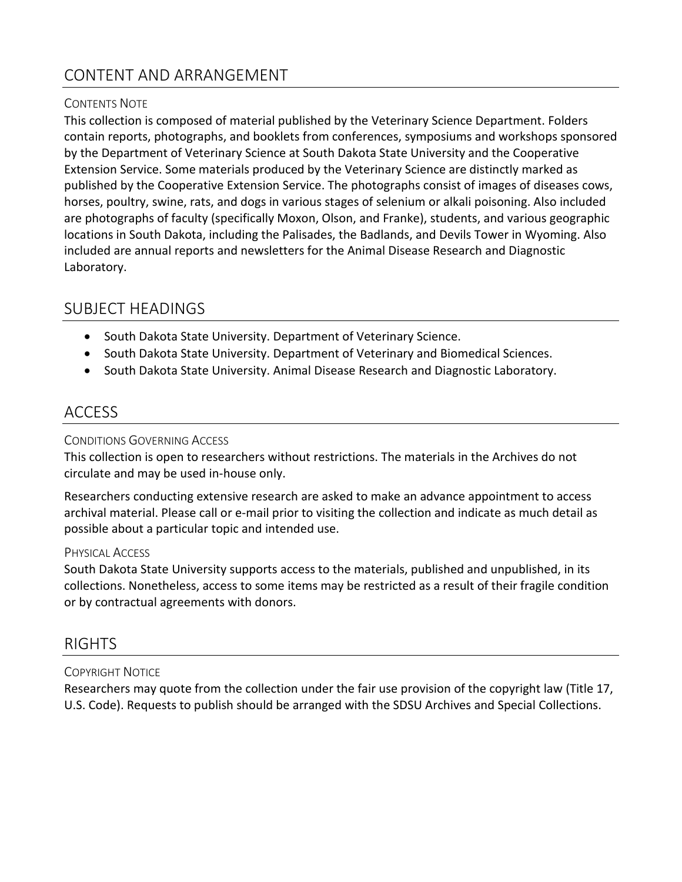## CONTENT AND ARRANGEMENT

### CONTENTS NOTE

This collection is composed of material published by the Veterinary Science Department. Folders contain reports, photographs, and booklets from conferences, symposiums and workshops sponsored by the Department of Veterinary Science at South Dakota State University and the Cooperative Extension Service. Some materials produced by the Veterinary Science are distinctly marked as published by the Cooperative Extension Service. The photographs consist of images of diseases cows, horses, poultry, swine, rats, and dogs in various stages of selenium or alkali poisoning. Also included are photographs of faculty (specifically Moxon, Olson, and Franke), students, and various geographic locations in South Dakota, including the Palisades, the Badlands, and Devils Tower in Wyoming. Also included are annual reports and newsletters for the Animal Disease Research and Diagnostic Laboratory.

## SUBJECT HEADINGS

- South Dakota State University. Department of Veterinary Science.
- South Dakota State University. Department of Veterinary and Biomedical Sciences.
- South Dakota State University. Animal Disease Research and Diagnostic Laboratory.

## ACCESS

### CONDITIONS GOVERNING ACCESS

This collection is open to researchers without restrictions. The materials in the Archives do not circulate and may be used in-house only.

Researchers conducting extensive research are asked to make an advance appointment to access archival material. Please call or e-mail prior to visiting the collection and indicate as much detail as possible about a particular topic and intended use.

### PHYSICAL ACCESS

South Dakota State University supports access to the materials, published and unpublished, in its collections. Nonetheless, access to some items may be restricted as a result of their fragile condition or by contractual agreements with donors.

## RIGHTS

### COPYRIGHT NOTICE

Researchers may quote from the collection under the fair use provision of the copyright law (Title 17, U.S. Code). Requests to publish should be arranged with the SDSU Archives and Special Collections.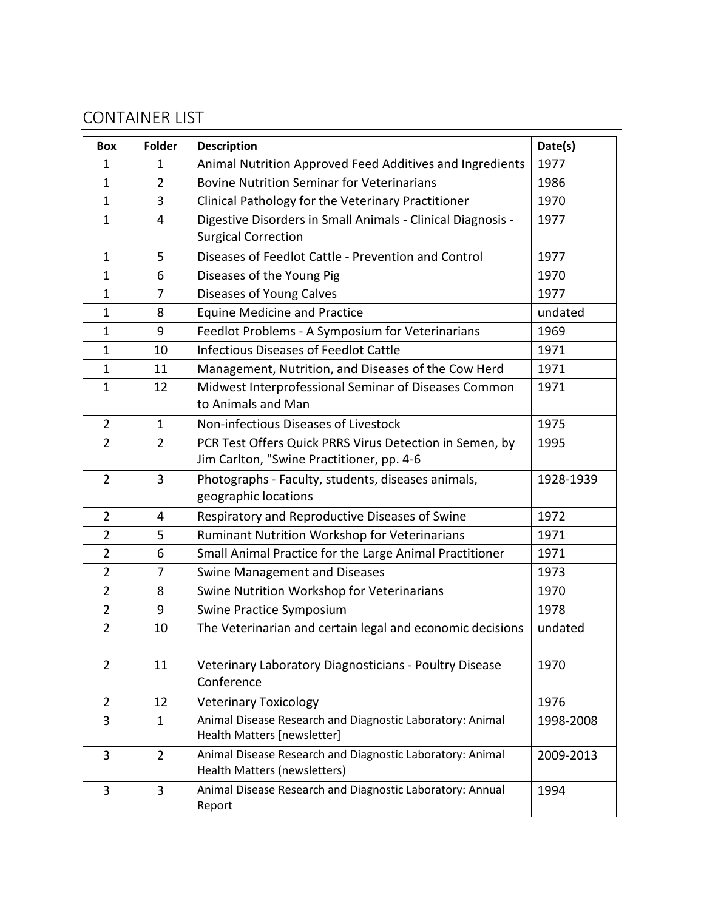## CONTAINER LIST

| Box | Folder | Description | Date(s) |
|---|---|---|---|
| 1 | 1 | Animal Nutrition Approved Feed Additives and Ingredients | 1977 |
| 1 | 2 | Bovine Nutrition Seminar for Veterinarians | 1986 |
| 1 | 3 | Clinical Pathology for the Veterinary Practitioner | 1970 |
| 1 | 4 | Digestive Disorders in Small Animals - Clinical Diagnosis - Surgical Correction | 1977 |
| 1 | 5 | Diseases of Feedlot Cattle - Prevention and Control | 1977 |
| 1 | 6 | Diseases of the Young Pig | 1970 |
| 1 | 7 | Diseases of Young Calves | 1977 |
| 1 | 8 | Equine Medicine and Practice | undated |
| 1 | 9 | Feedlot Problems - A Symposium for Veterinarians | 1969 |
| 1 | 10 | Infectious Diseases of Feedlot Cattle | 1971 |
| 1 | 11 | Management, Nutrition, and Diseases of the Cow Herd | 1971 |
| 1 | 12 | Midwest Interprofessional Seminar of Diseases Common to Animals and Man | 1971 |
| 2 | 1 | Non-infectious Diseases of Livestock | 1975 |
| 2 | 2 | PCR Test Offers Quick PRRS Virus Detection in Semen, by Jim Carlton, "Swine Practitioner, pp. 4-6 | 1995 |
| 2 | 3 | Photographs - Faculty, students, diseases animals, geographic locations | 1928-1939 |
| 2 | 4 | Respiratory and Reproductive Diseases of Swine | 1972 |
| 2 | 5 | Ruminant Nutrition Workshop for Veterinarians | 1971 |
| 2 | 6 | Small Animal Practice for the Large Animal Practitioner | 1971 |
| 2 | 7 | Swine Management and Diseases | 1973 |
| 2 | 8 | Swine Nutrition Workshop for Veterinarians | 1970 |
| 2 | 9 | Swine Practice Symposium | 1978 |
| 2 | 10 | The Veterinarian and certain legal and economic decisions | undated |
| 2 | 11 | Veterinary Laboratory Diagnosticians - Poultry Disease Conference | 1970 |
| 2 | 12 | Veterinary Toxicology | 1976 |
| 3 | 1 | Animal Disease Research and Diagnostic Laboratory: Animal Health Matters [newsletter] | 1998-2008 |
| 3 | 2 | Animal Disease Research and Diagnostic Laboratory: Animal Health Matters (newsletters) | 2009-2013 |
| 3 | 3 | Animal Disease Research and Diagnostic Laboratory: Annual Report | 1994 |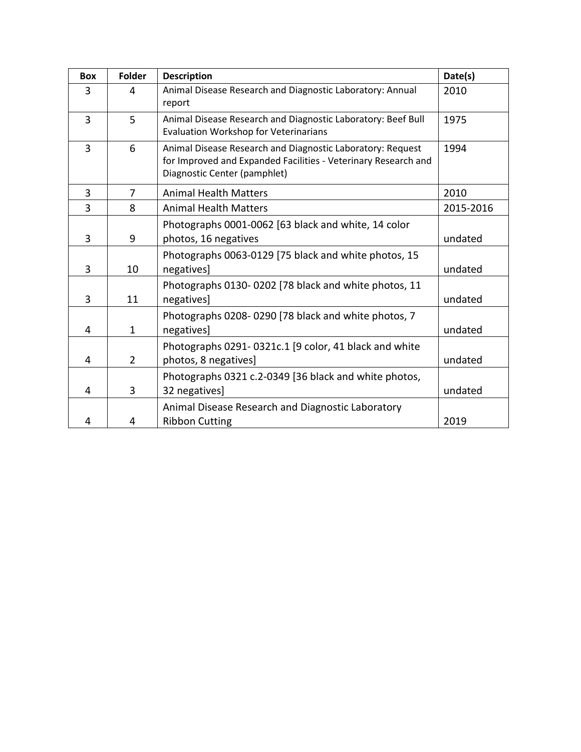| Box | Folder | Description | Date(s) |
|---|---|---|---|
| 3 | 4 | Animal Disease Research and Diagnostic Laboratory: Annual report | 2010 |
| 3 | 5 | Animal Disease Research and Diagnostic Laboratory: Beef Bull Evaluation Workshop for Veterinarians | 1975 |
| 3 | 6 | Animal Disease Research and Diagnostic Laboratory: Request for Improved and Expanded Facilities - Veterinary Research and Diagnostic Center (pamphlet) | 1994 |
| 3 | 7 | Animal Health Matters | 2010 |
| 3 | 8 | Animal Health Matters | 2015-2016 |
| 3 | 9 | Photographs 0001-0062 [63 black and white, 14 color photos, 16 negatives | undated |
| 3 | 10 | Photographs 0063-0129 [75 black and white photos, 15 negatives] | undated |
| 3 | 11 | Photographs 0130- 0202 [78 black and white photos, 11 negatives] | undated |
| 4 | 1 | Photographs 0208- 0290 [78 black and white photos, 7 negatives] | undated |
| 4 | 2 | Photographs 0291- 0321c.1 [9 color, 41 black and white photos, 8 negatives] | undated |
| 4 | 3 | Photographs 0321 c.2-0349 [36 black and white photos, 32 negatives] | undated |
| 4 | 4 | Animal Disease Research and Diagnostic Laboratory Ribbon Cutting | 2019 |